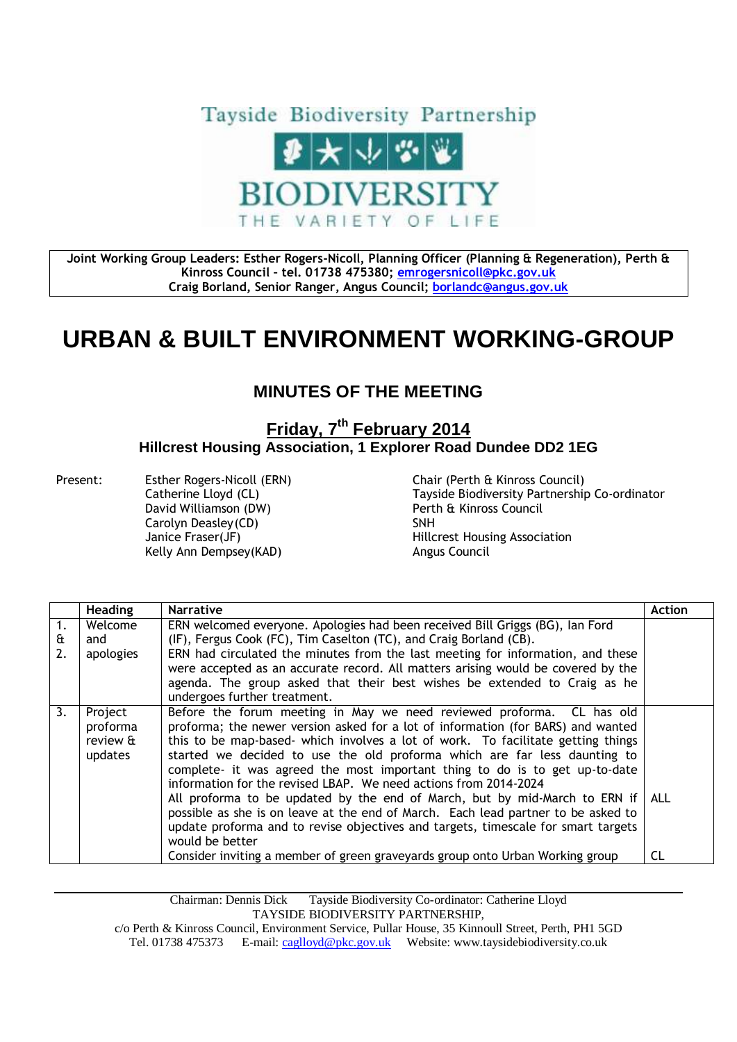Tayside Biodiversity Partnership

BIODIVERSITY

THE VARIETY OF LIFE

**Joint Working Group Leaders: Esther Rogers-Nicoll, Planning Officer (Planning & Regeneration), Perth & Kinross Council – tel. 01738 475380; emrogersnicoll@pkc.gov.uk**
**Craig Borland, Senior Ranger, Angus Council; borlandc@angus.gov.uk**

# URBAN & BUILT ENVIRONMENT WORKING-GROUP

## MINUTES OF THE MEETING

### Friday, 7th February 2014

### Hillcrest Housing Association, 1 Explorer Road Dundee DD2 1EG

Present:

| | |
|---|---|
| Esther Rogers-Nicoll (ERN) | Chair (Perth & Kinross Council) |
| Catherine Lloyd (CL) | Tayside Biodiversity Partnership Co-ordinator |
| David Williamson (DW) | Perth & Kinross Council |
| Carolyn Deasley (CD) | SNH |
| Janice Fraser (JF) | Hillcrest Housing Association |
| Kelly Ann Dempsey (KAD) | Angus Council |

| | Heading | Narrative | Action |
|---|---|---|---|
| 1. & 2. | Welcome and apologies | ERN welcomed everyone. Apologies had been received Bill Griggs (BG), Ian Ford (IF), Fergus Cook (FC), Tim Caselton (TC), and Craig Borland (CB). ERN had circulated the minutes from the last meeting for information, and these were accepted as an accurate record. All matters arising would be covered by the agenda. The group asked that their best wishes be extended to Craig as he undergoes further treatment. | |
| 3. | Project proforma review & updates | Before the forum meeting in May we need reviewed proforma. CL has old proforma; the newer version asked for a lot of information (for BARS) and wanted this to be map-based- which involves a lot of work. To facilitate getting things started we decided to use the old proforma which are far less daunting to complete- it was agreed the most important thing to do is to get up-to-date information for the revised LBAP. We need actions from 2014-2024 | |
| | | All proforma to be updated by the end of March, but by mid-March to ERN if possible as she is on leave at the end of March. Each lead partner to be asked to update proforma and to revise objectives and targets, timescale for smart targets would be better | ALL |
| | | Consider inviting a member of green graveyards group onto Urban Working group | CL |

Chairman: Dennis Dick Tayside Biodiversity Co-ordinator: Catherine Lloyd
TAYSIDE BIODIVERSITY PARTNERSHIP,
c/o Perth & Kinross Council, Environment Service, Pullar House, 35 Kinnoull Street, Perth, PH1 5GD
Tel. 01738 475373 E-mail: caglloyd@pkc.gov.uk Website: www.taysidebiodiversity.co.uk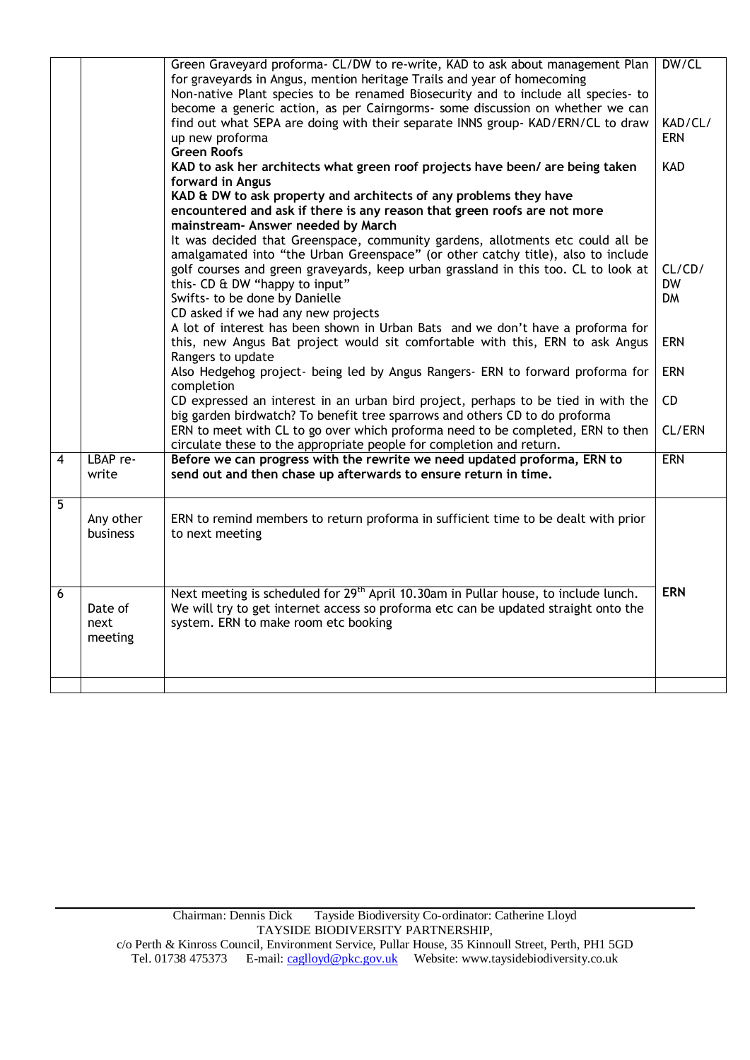| | | | |
|---|---|---|---|
| | | Green Graveyard proforma- CL/DW to re-write, KAD to ask about management Plan for graveyards in Angus, mention heritage Trails and year of homecoming<br>Non-native Plant species to be renamed Biosecurity and to include all species- to become a generic action, as per Cairngorms- some discussion on whether we can find out what SEPA are doing with their separate INNS group- KAD/ERN/CL to draw up new proforma<br>**Green Roofs**<br>**KAD to ask her architects what green roof projects have been/ are being taken forward in Angus**<br>**KAD & DW to ask property and architects of any problems they have encountered and ask if there is any reason that green roofs are not more mainstream- Answer needed by March**<br>It was decided that Greenspace, community gardens, allotments etc could all be amalgamated into "the Urban Greenspace" (or other catchy title), also to include golf courses and green graveyards, keep urban grassland in this too. CL to look at this- CD & DW "happy to input"<br>Swifts- to be done by Danielle<br>CD asked if we had any new projects<br>A lot of interest has been shown in Urban Bats and we don't have a proforma for this, new Angus Bat project would sit comfortable with this, ERN to ask Angus Rangers to update<br>Also Hedgehog project- being led by Angus Rangers- ERN to forward proforma for completion<br>CD expressed an interest in an urban bird project, perhaps to be tied in with the big garden birdwatch? To benefit tree sparrows and others CD to do proforma<br>ERN to meet with CL to go over which proforma need to be completed, ERN to then circulate these to the appropriate people for completion and return. | DW/CL<br>KAD/CL/ ERN<br>KAD<br>CL/CD/ DW<br>DM<br>ERN<br>ERN<br>CD<br>CL/ERN |
| 4 | LBAP re-write | **Before we can progress with the rewrite we need updated proforma, ERN to send out and then chase up afterwards to ensure return in time.** | ERN |
| 5 | Any other business | ERN to remind members to return proforma in sufficient time to be dealt with prior to next meeting | |
| 6 | Date of next meeting | Next meeting is scheduled for 29th April 10.30am in Pullar house, to include lunch. We will try to get internet access so proforma etc can be updated straight onto the system. ERN to make room etc booking | **ERN** |
| | | | |

Chairman: Dennis Dick Tayside Biodiversity Co-ordinator: Catherine Lloyd
TAYSIDE BIODIVERSITY PARTNERSHIP,
c/o Perth & Kinross Council, Environment Service, Pullar House, 35 Kinnoull Street, Perth, PH1 5GD
Tel. 01738 475373 E-mail: caglloyd@pkc.gov.uk Website: www.taysidebiodiversity.co.uk